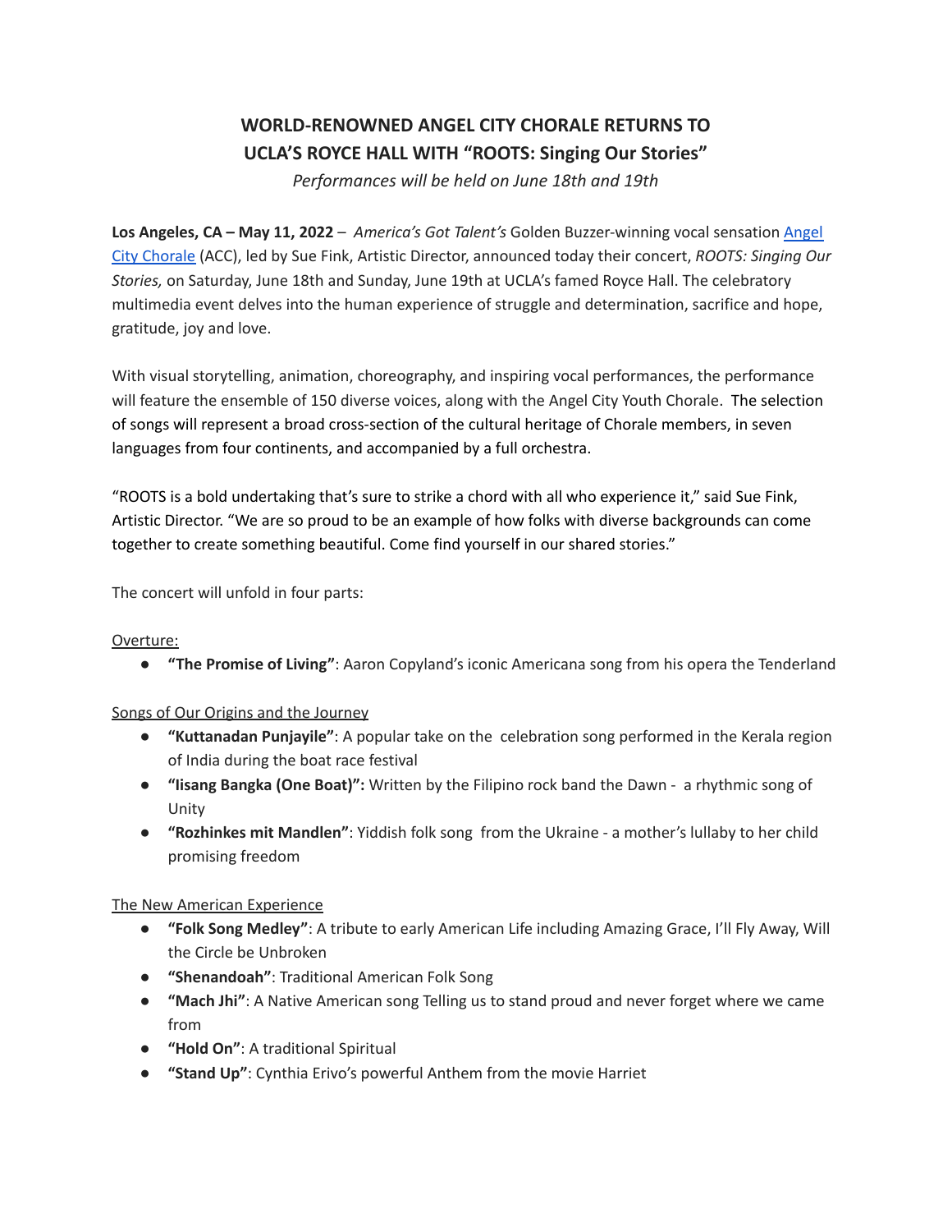# WORLD-RENOWNED ANGEL CITY CHORALE RETURNS TO UCLA'S ROYCE HALL WITH "ROOTS: Singing Our Stories"

*Performances will be held on June 18th and 19th*

**Los Angeles, CA – May 11, 2022** – *America's Got Talent's* Golden Buzzer-winning vocal sensation Angel City Chorale (ACC), led by Sue Fink, Artistic Director, announced today their concert, *ROOTS: Singing Our Stories,* on Saturday, June 18th and Sunday, June 19th at UCLA's famed Royce Hall. The celebratory multimedia event delves into the human experience of struggle and determination, sacrifice and hope, gratitude, joy and love.

With visual storytelling, animation, choreography, and inspiring vocal performances, the performance will feature the ensemble of 150 diverse voices, along with the Angel City Youth Chorale. The selection of songs will represent a broad cross-section of the cultural heritage of Chorale members, in seven languages from four continents, and accompanied by a full orchestra.

"ROOTS is a bold undertaking that's sure to strike a chord with all who experience it," said Sue Fink, Artistic Director. "We are so proud to be an example of how folks with diverse backgrounds can come together to create something beautiful. Come find yourself in our shared stories."

The concert will unfold in four parts:

Overture:

- **"The Promise of Living"**: Aaron Copyland's iconic Americana song from his opera the Tenderland

Songs of Our Origins and the Journey

- **"Kuttanadan Punjayile"**: A popular take on the celebration song performed in the Kerala region of India during the boat race festival
- **"Iisang Bangka (One Boat)":** Written by the Filipino rock band the Dawn - a rhythmic song of Unity
- **"Rozhinkes mit Mandlen"**: Yiddish folk song from the Ukraine - a mother's lullaby to her child promising freedom

The New American Experience

- **"Folk Song Medley"**: A tribute to early American Life including Amazing Grace, I'll Fly Away, Will the Circle be Unbroken
- **"Shenandoah"**: Traditional American Folk Song
- **"Mach Jhi"**: A Native American song Telling us to stand proud and never forget where we came from
- **"Hold On"**: A traditional Spiritual
- **"Stand Up"**: Cynthia Erivo's powerful Anthem from the movie Harriet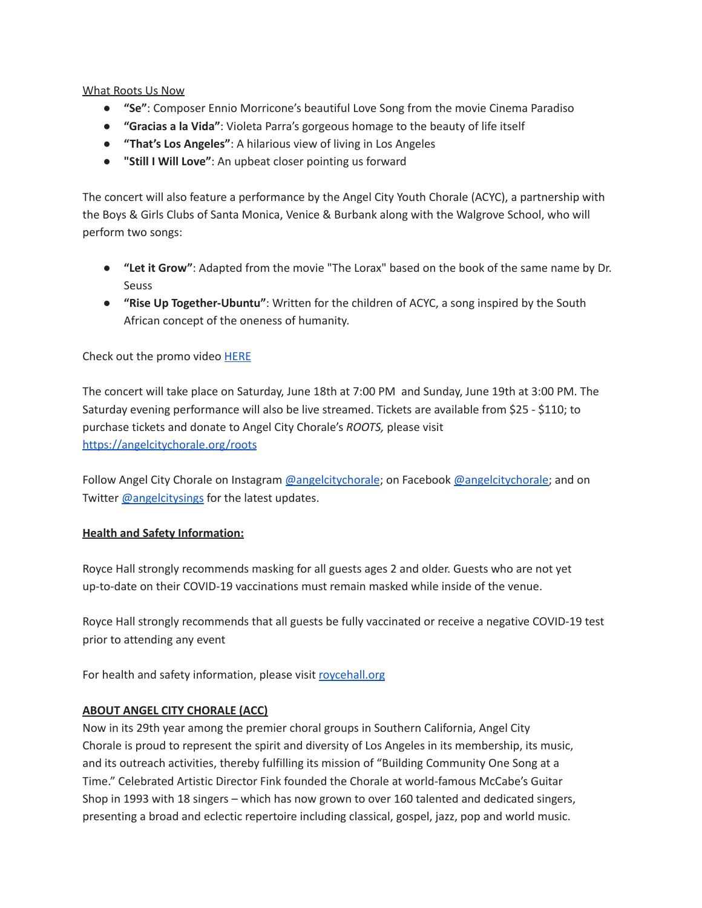What Roots Us Now

- **"Se"**: Composer Ennio Morricone's beautiful Love Song from the movie Cinema Paradiso
- **"Gracias a la Vida"**: Violeta Parra's gorgeous homage to the beauty of life itself
- **"That's Los Angeles"**: A hilarious view of living in Los Angeles
- **"Still I Will Love"**: An upbeat closer pointing us forward

The concert will also feature a performance by the Angel City Youth Chorale (ACYC), a partnership with the Boys & Girls Clubs of Santa Monica, Venice & Burbank along with the Walgrove School, who will perform two songs:

- **"Let it Grow"**: Adapted from the movie "The Lorax" based on the book of the same name by Dr. Seuss
- **"Rise Up Together-Ubuntu"**: Written for the children of ACYC, a song inspired by the South African concept of the oneness of humanity.

Check out the promo video HERE

The concert will take place on Saturday, June 18th at 7:00 PM and Sunday, June 19th at 3:00 PM. The Saturday evening performance will also be live streamed. Tickets are available from $25 - $110; to purchase tickets and donate to Angel City Chorale's *ROOTS,* please visit https://angelcitychorale.org/roots

Follow Angel City Chorale on Instagram @angelcitychorale; on Facebook @angelcitychorale; and on Twitter @angelcitysings for the latest updates.

**Health and Safety Information:**

Royce Hall strongly recommends masking for all guests ages 2 and older. Guests who are not yet up-to-date on their COVID-19 vaccinations must remain masked while inside of the venue.

Royce Hall strongly recommends that all guests be fully vaccinated or receive a negative COVID-19 test prior to attending any event

For health and safety information, please visit roycehall.org

**ABOUT ANGEL CITY CHORALE (ACC)**

Now in its 29th year among the premier choral groups in Southern California, Angel City Chorale is proud to represent the spirit and diversity of Los Angeles in its membership, its music, and its outreach activities, thereby fulfilling its mission of "Building Community One Song at a Time." Celebrated Artistic Director Fink founded the Chorale at world-famous McCabe's Guitar Shop in 1993 with 18 singers – which has now grown to over 160 talented and dedicated singers, presenting a broad and eclectic repertoire including classical, gospel, jazz, pop and world music.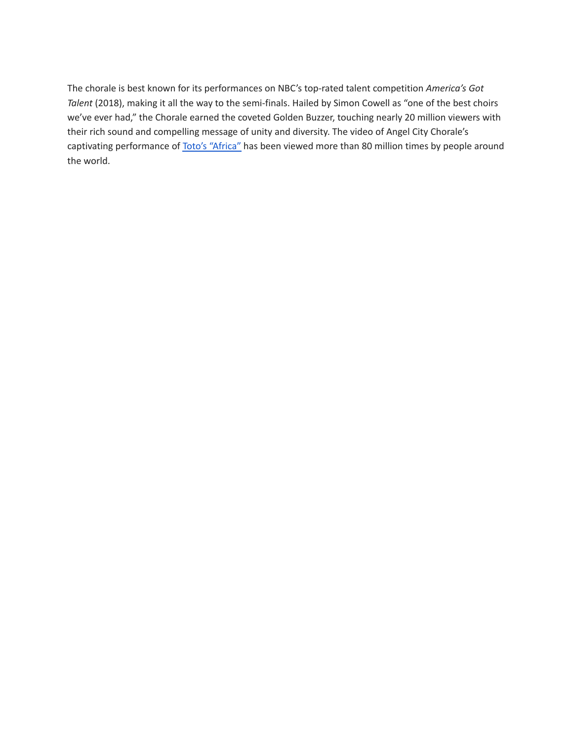The chorale is best known for its performances on NBC's top-rated talent competition *America's Got Talent* (2018), making it all the way to the semi-finals. Hailed by Simon Cowell as "one of the best choirs we've ever had," the Chorale earned the coveted Golden Buzzer, touching nearly 20 million viewers with their rich sound and compelling message of unity and diversity. The video of Angel City Chorale's captivating performance of Toto's "Africa" has been viewed more than 80 million times by people around the world.